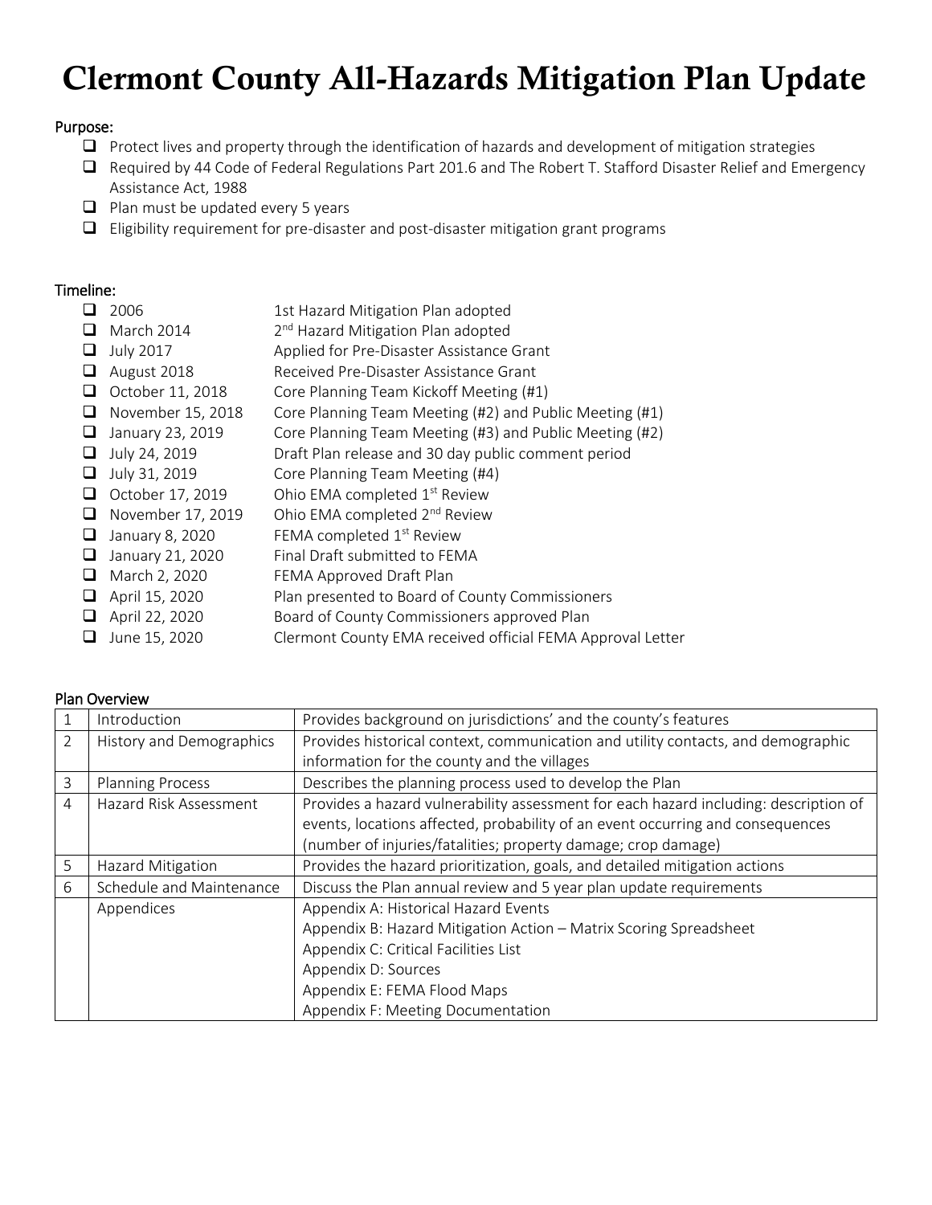# Clermont County All-Hazards Mitigation Plan Update

## Purpose:

- Protect lives and property through the identification of hazards and development of mitigation strategies
- Required by 44 Code of Federal Regulations Part 201.6 and The Robert T. Stafford Disaster Relief and Emergency Assistance Act, 1988
- Plan must be updated every 5 years
- Eligibility requirement for pre-disaster and post-disaster mitigation grant programs

## Timeline:

| | |
|---|---|
| 2006 | 1st Hazard Mitigation Plan adopted |
| March 2014 | 2nd Hazard Mitigation Plan adopted |
| July 2017 | Applied for Pre-Disaster Assistance Grant |
| August 2018 | Received Pre-Disaster Assistance Grant |
| October 11, 2018 | Core Planning Team Kickoff Meeting (#1) |
| November 15, 2018 | Core Planning Team Meeting (#2) and Public Meeting (#1) |
| January 23, 2019 | Core Planning Team Meeting (#3) and Public Meeting (#2) |
| July 24, 2019 | Draft Plan release and 30 day public comment period |
| July 31, 2019 | Core Planning Team Meeting (#4) |
| October 17, 2019 | Ohio EMA completed 1st Review |
| November 17, 2019 | Ohio EMA completed 2nd Review |
| January 8, 2020 | FEMA completed 1st Review |
| January 21, 2020 | Final Draft submitted to FEMA |
| March 2, 2020 | FEMA Approved Draft Plan |
| April 15, 2020 | Plan presented to Board of County Commissioners |
| April 22, 2020 | Board of County Commissioners approved Plan |
| June 15, 2020 | Clermont County EMA received official FEMA Approval Letter |

## Plan Overview

| | | |
|---|---|---|
| 1 | Introduction | Provides background on jurisdictions' and the county's features |
| 2 | History and Demographics | Provides historical context, communication and utility contacts, and demographic information for the county and the villages |
| 3 | Planning Process | Describes the planning process used to develop the Plan |
| 4 | Hazard Risk Assessment | Provides a hazard vulnerability assessment for each hazard including: description of events, locations affected, probability of an event occurring and consequences (number of injuries/fatalities; property damage; crop damage) |
| 5 | Hazard Mitigation | Provides the hazard prioritization, goals, and detailed mitigation actions |
| 6 | Schedule and Maintenance | Discuss the Plan annual review and 5 year plan update requirements |
| | Appendices | Appendix A: Historical Hazard Events<br>Appendix B: Hazard Mitigation Action – Matrix Scoring Spreadsheet<br>Appendix C: Critical Facilities List<br>Appendix D: Sources<br>Appendix E: FEMA Flood Maps<br>Appendix F: Meeting Documentation |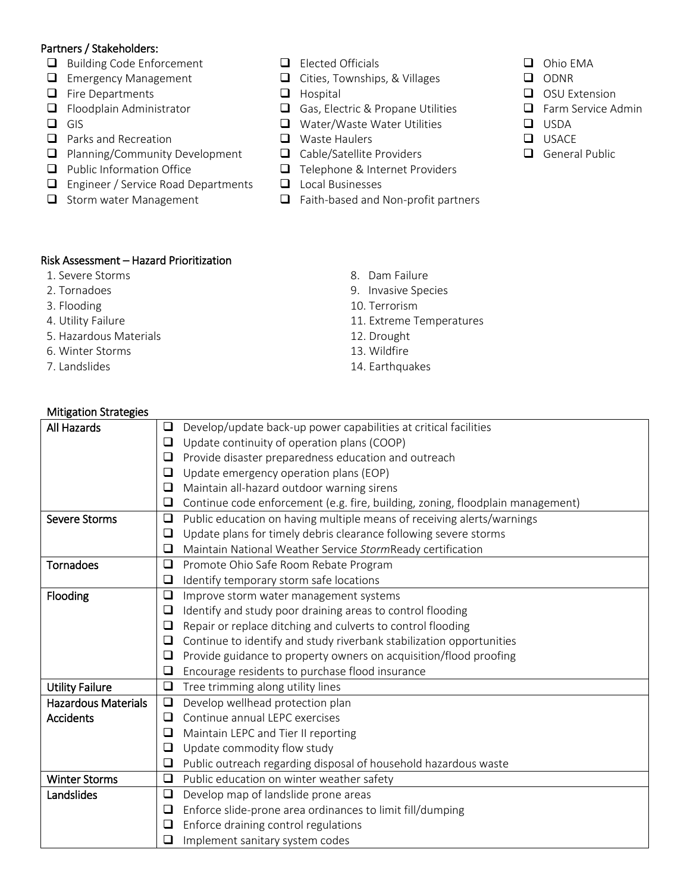## Partners / Stakeholders:

- ❑ Building Code Enforcement
- ❑ Emergency Management
- ❑ Fire Departments
- ❑ Floodplain Administrator
- ❑ GIS
- ❑ Parks and Recreation
- ❑ Planning/Community Development
- ❑ Public Information Office
- ❑ Engineer / Service Road Departments
- ❑ Storm water Management
- ❑ Elected Officials
- ❑ Cities, Townships, & Villages
- ❑ Hospital
- ❑ Gas, Electric & Propane Utilities
- ❑ Water/Waste Water Utilities
- ❑ Waste Haulers
- ❑ Cable/Satellite Providers
- ❑ Telephone & Internet Providers
- ❑ Local Businesses
- ❑ Faith-based and Non-profit partners
- ❑ Ohio EMA
- ❑ ODNR
- ❑ OSU Extension
- ❑ Farm Service Admin
- ❑ USDA
- ❑ USACE
- ❑ General Public

## Risk Assessment – Hazard Prioritization

1. Severe Storms
2. Tornadoes
3. Flooding
4. Utility Failure
5. Hazardous Materials
6. Winter Storms
7. Landslides
8. Dam Failure
9. Invasive Species
10. Terrorism
11. Extreme Temperatures
12. Drought
13. Wildfire
14. Earthquakes

## Mitigation Strategies

| Hazard | Strategies |
|---|---|
| All Hazards | ❑ Develop/update back-up power capabilities at critical facilities<br>❑ Update continuity of operation plans (COOP)<br>❑ Provide disaster preparedness education and outreach<br>❑ Update emergency operation plans (EOP)<br>❑ Maintain all-hazard outdoor warning sirens<br>❑ Continue code enforcement (e.g. fire, building, zoning, floodplain management) |
| Severe Storms | ❑ Public education on having multiple means of receiving alerts/warnings<br>❑ Update plans for timely debris clearance following severe storms<br>❑ Maintain National Weather Service *Storm*Ready certification |
| Tornadoes | ❑ Promote Ohio Safe Room Rebate Program<br>❑ Identify temporary storm safe locations |
| Flooding | ❑ Improve storm water management systems<br>❑ Identify and study poor draining areas to control flooding<br>❑ Repair or replace ditching and culverts to control flooding<br>❑ Continue to identify and study riverbank stabilization opportunities<br>❑ Provide guidance to property owners on acquisition/flood proofing<br>❑ Encourage residents to purchase flood insurance |
| Utility Failure | ❑ Tree trimming along utility lines |
| Hazardous Materials Accidents | ❑ Develop wellhead protection plan<br>❑ Continue annual LEPC exercises<br>❑ Maintain LEPC and Tier II reporting<br>❑ Update commodity flow study<br>❑ Public outreach regarding disposal of household hazardous waste |
| Winter Storms | ❑ Public education on winter weather safety |
| Landslides | ❑ Develop map of landslide prone areas<br>❑ Enforce slide-prone area ordinances to limit fill/dumping<br>❑ Enforce draining control regulations<br>❑ Implement sanitary system codes |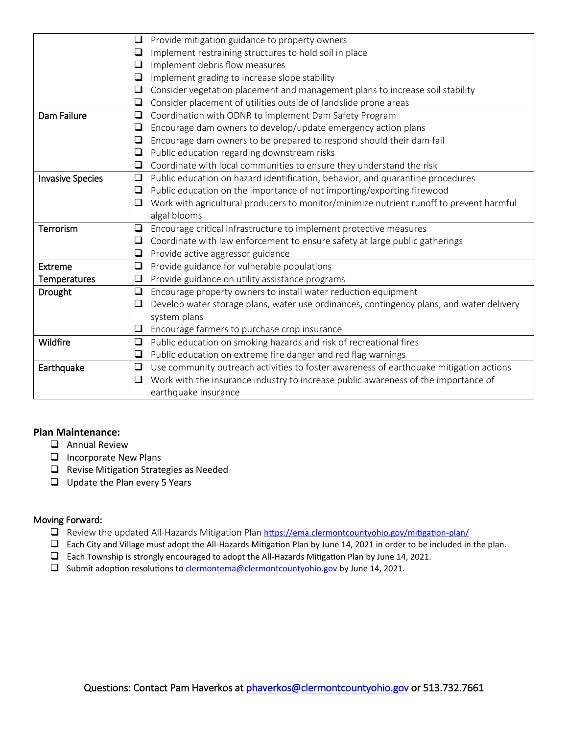| | |
|---|---|
| | ❑ Provide mitigation guidance to property owners<br>❑ Implement restraining structures to hold soil in place<br>❑ Implement debris flow measures<br>❑ Implement grading to increase slope stability<br>❑ Consider vegetation placement and management plans to increase soil stability<br>❑ Consider placement of utilities outside of landslide prone areas |
| Dam Failure | ❑ Coordination with ODNR to implement Dam Safety Program<br>❑ Encourage dam owners to develop/update emergency action plans<br>❑ Encourage dam owners to be prepared to respond should their dam fail<br>❑ Public education regarding downstream risks<br>❑ Coordinate with local communities to ensure they understand the risk |
| Invasive Species | ❑ Public education on hazard identification, behavior, and quarantine procedures<br>❑ Public education on the importance of not importing/exporting firewood<br>❑ Work with agricultural producers to monitor/minimize nutrient runoff to prevent harmful algal blooms |
| Terrorism | ❑ Encourage critical infrastructure to implement protective measures<br>❑ Coordinate with law enforcement to ensure safety at large public gatherings<br>❑ Provide active aggressor guidance |
| Extreme Temperatures | ❑ Provide guidance for vulnerable populations<br>❑ Provide guidance on utility assistance programs |
| Drought | ❑ Encourage property owners to install water reduction equipment<br>❑ Develop water storage plans, water use ordinances, contingency plans, and water delivery system plans<br>❑ Encourage farmers to purchase crop insurance |
| Wildfire | ❑ Public education on smoking hazards and risk of recreational fires<br>❑ Public education on extreme fire danger and red flag warnings |
| Earthquake | ❑ Use community outreach activities to foster awareness of earthquake mitigation actions<br>❑ Work with the insurance industry to increase public awareness of the importance of earthquake insurance |

**Plan Maintenance:**

- ❑ Annual Review
- ❑ Incorporate New Plans
- ❑ Revise Mitigation Strategies as Needed
- ❑ Update the Plan every 5 Years

Moving Forward:

- ❑ Review the updated All-Hazards Mitigation Plan https://ema.clermontcountyohio.gov/mitigation-plan/
- ❑ Each City and Village must adopt the All-Hazards Mitigation Plan by June 14, 2021 in order to be included in the plan.
- ❑ Each Township is strongly encouraged to adopt the All-Hazards Mitigation Plan by June 14, 2021.
- ❑ Submit adoption resolutions to clermontema@clermontcountyohio.gov by June 14, 2021.

Questions: Contact Pam Haverkos at phaverkos@clermontcountyohio.gov or 513.732.7661